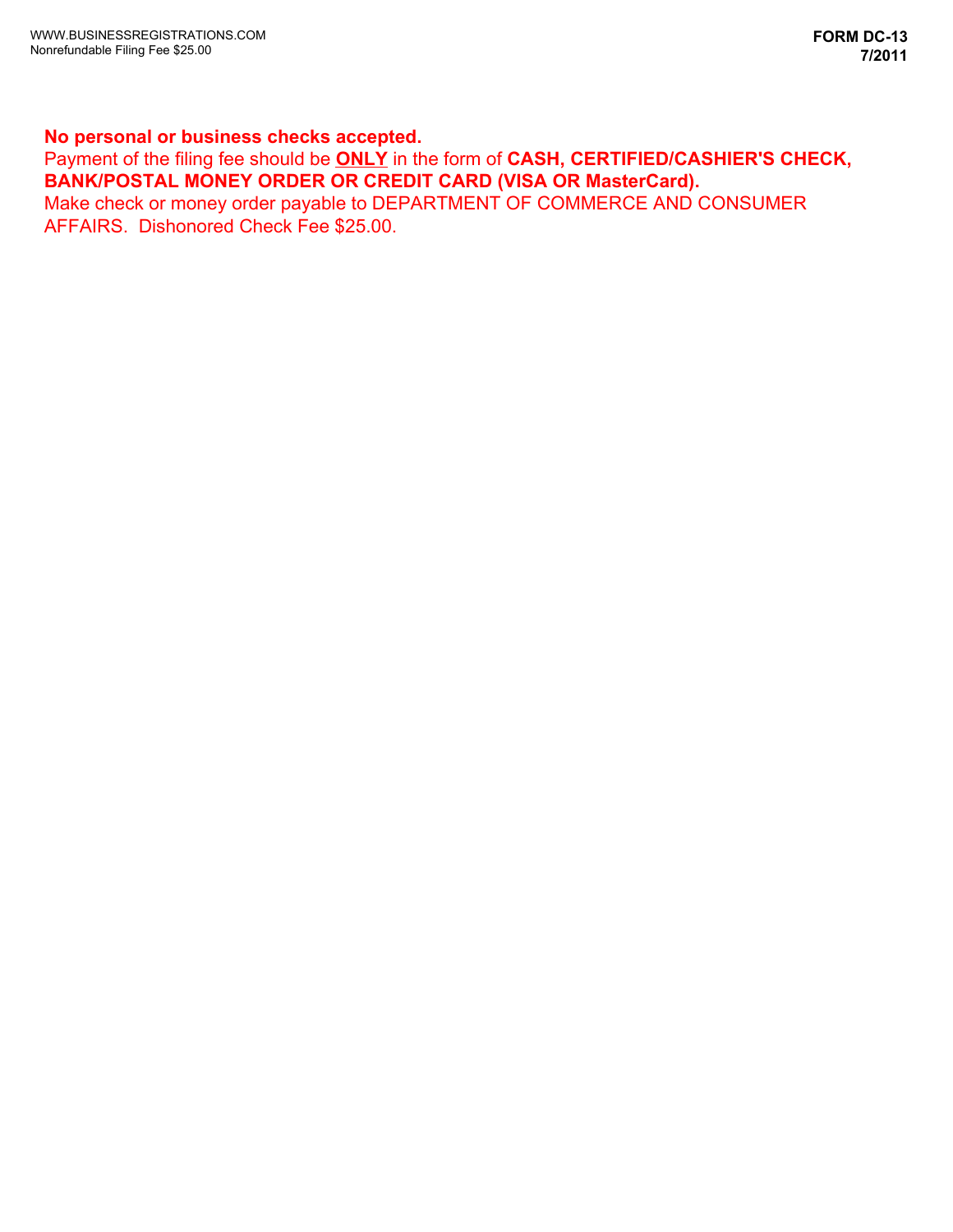WWW.BUSINESSREGISTRATIONS.COM
Nonrefundable Filing Fee $25.00

**FORM DC-13**
**7/2011**

**No personal or business checks accepted.**
Payment of the filing fee should be **ONLY** in the form of **CASH, CERTIFIED/CASHIER'S CHECK, BANK/POSTAL MONEY ORDER OR CREDIT CARD (VISA OR MasterCard).**
Make check or money order payable to DEPARTMENT OF COMMERCE AND CONSUMER AFFAIRS. Dishonored Check Fee $25.00.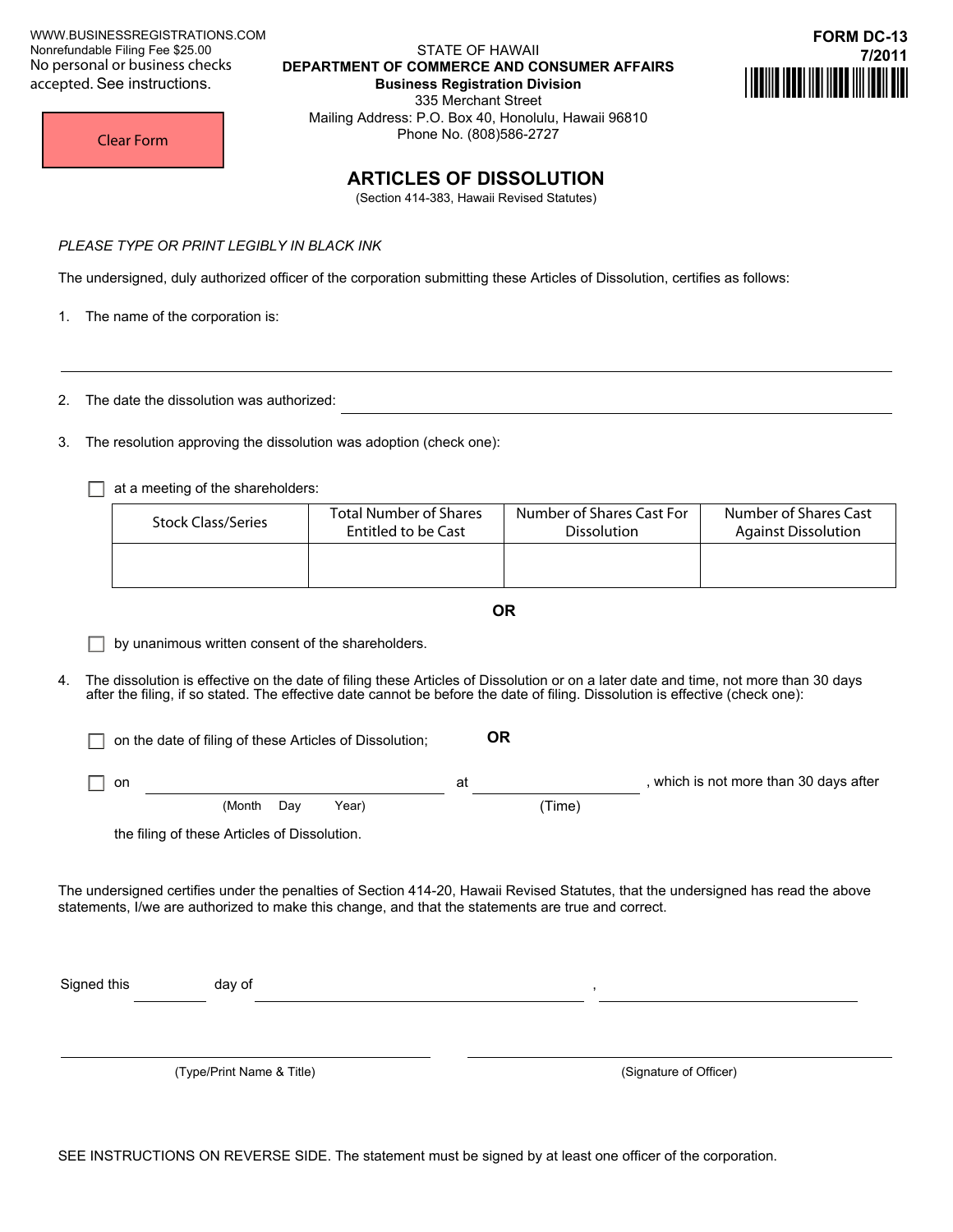WWW.BUSINESSREGISTRATIONS.COM
Nonrefundable Filing Fee $25.00
No personal or business checks accepted. See instructions.

Clear Form

STATE OF HAWAII
**DEPARTMENT OF COMMERCE AND CONSUMER AFFAIRS**
**Business Registration Division**
335 Merchant Street
Mailing Address: P.O. Box 40, Honolulu, Hawaii 96810
Phone No. (808)586-2727

**FORM DC-13**
**7/2011**

# ARTICLES OF DISSOLUTION

(Section 414-383, Hawaii Revised Statutes)

*PLEASE TYPE OR PRINT LEGIBLY IN BLACK INK*

The undersigned, duly authorized officer of the corporation submitting these Articles of Dissolution, certifies as follows:

1. The name of the corporation is:

_______________________________________________

2. The date the dissolution was authorized: _______________________________

3. The resolution approving the dissolution was adoption (check one):

☐ at a meeting of the shareholders:

| Stock Class/Series | Total Number of Shares Entitled to be Cast | Number of Shares Cast For Dissolution | Number of Shares Cast Against Dissolution |
|---|---|---|---|
| | | | |

**OR**

☐ by unanimous written consent of the shareholders.

4. The dissolution is effective on the date of filing these Articles of Dissolution or on a later date and time, not more than 30 days after the filing, if so stated. The effective date cannot be before the date of filing. Dissolution is effective (check one):

☐ on the date of filing of these Articles of Dissolution; **OR**

☐ on ______________________ at ______________, which is not more than 30 days after
(Month Day Year) (Time)

the filing of these Articles of Dissolution.

The undersigned certifies under the penalties of Section 414-20, Hawaii Revised Statutes, that the undersigned has read the above statements, I/we are authorized to make this change, and that the statements are true and correct.

Signed this ________ day of ______________________, ______________

_______________________________ _______________________________
(Type/Print Name & Title) (Signature of Officer)

SEE INSTRUCTIONS ON REVERSE SIDE. The statement must be signed by at least one officer of the corporation.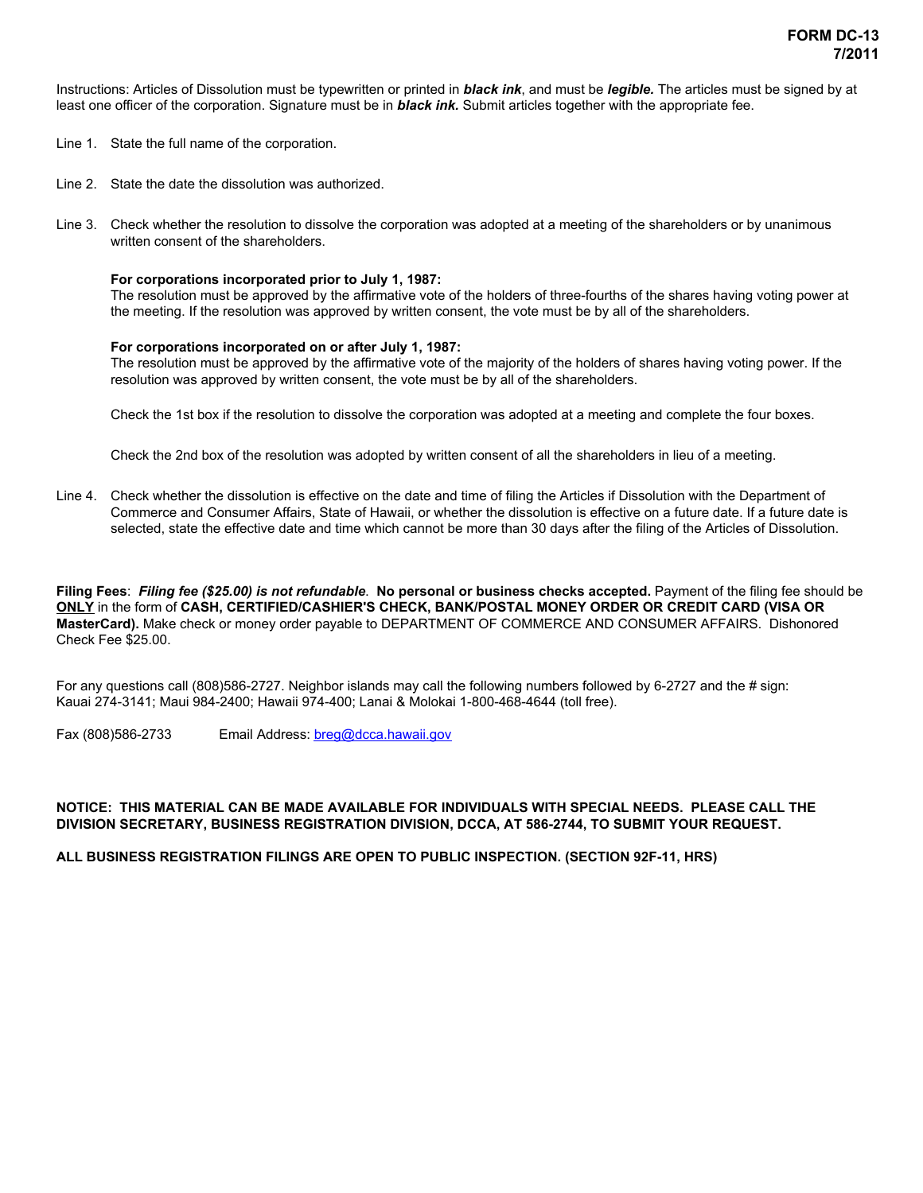**FORM DC-13**
**7/2011**

Instructions: Articles of Dissolution must be typewritten or printed in ***black ink***, and must be ***legible.*** The articles must be signed by at least one officer of the corporation. Signature must be in ***black ink.*** Submit articles together with the appropriate fee.

Line 1. State the full name of the corporation.

Line 2. State the date the dissolution was authorized.

Line 3. Check whether the resolution to dissolve the corporation was adopted at a meeting of the shareholders or by unanimous written consent of the shareholders.

**For corporations incorporated prior to July 1, 1987:**
The resolution must be approved by the affirmative vote of the holders of three-fourths of the shares having voting power at the meeting. If the resolution was approved by written consent, the vote must be by all of the shareholders.

**For corporations incorporated on or after July 1, 1987:**
The resolution must be approved by the affirmative vote of the majority of the holders of shares having voting power. If the resolution was approved by written consent, the vote must be by all of the shareholders.

Check the 1st box if the resolution to dissolve the corporation was adopted at a meeting and complete the four boxes.

Check the 2nd box of the resolution was adopted by written consent of all the shareholders in lieu of a meeting.

Line 4. Check whether the dissolution is effective on the date and time of filing the Articles if Dissolution with the Department of Commerce and Consumer Affairs, State of Hawaii, or whether the dissolution is effective on a future date. If a future date is selected, state the effective date and time which cannot be more than 30 days after the filing of the Articles of Dissolution.

**Filing Fees**: ***Filing fee ($25.00) is not refundable.*** **No personal or business checks accepted.** Payment of the filing fee should be **ONLY** in the form of **CASH, CERTIFIED/CASHIER'S CHECK, BANK/POSTAL MONEY ORDER OR CREDIT CARD (VISA OR MasterCard).** Make check or money order payable to DEPARTMENT OF COMMERCE AND CONSUMER AFFAIRS. Dishonored Check Fee $25.00.

For any questions call (808)586-2727. Neighbor islands may call the following numbers followed by 6-2727 and the # sign: Kauai 274-3141; Maui 984-2400; Hawaii 974-400; Lanai & Molokai 1-800-468-4644 (toll free).

Fax (808)586-2733 Email Address: breg@dcca.hawaii.gov

**NOTICE: THIS MATERIAL CAN BE MADE AVAILABLE FOR INDIVIDUALS WITH SPECIAL NEEDS. PLEASE CALL THE DIVISION SECRETARY, BUSINESS REGISTRATION DIVISION, DCCA, AT 586-2744, TO SUBMIT YOUR REQUEST.**

**ALL BUSINESS REGISTRATION FILINGS ARE OPEN TO PUBLIC INSPECTION. (SECTION 92F-11, HRS)**